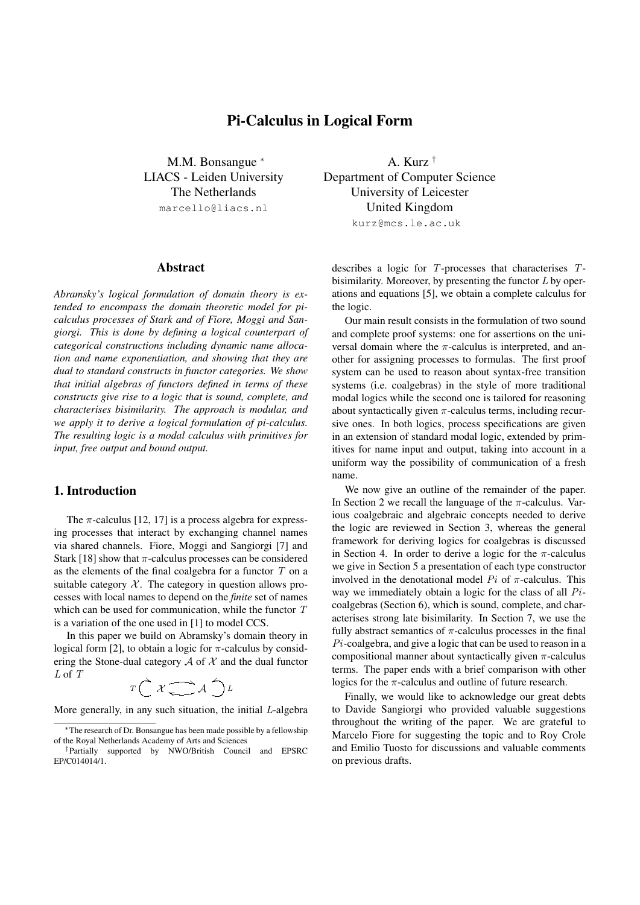# Pi-Calculus in Logical Form

M.M. Bonsangue [*]
LIACS - Leiden University
The Netherlands
marcello@liacs.nl

A. Kurz [†]
Department of Computer Science
University of Leicester
United Kingdom
kurz@mcs.le.ac.uk

## Abstract

*Abramsky's logical formulation of domain theory is extended to encompass the domain theoretic model for pi-calculus processes of Stark and of Fiore, Moggi and Sangiorgi. This is done by defining a logical counterpart of categorical constructions including dynamic name allocation and name exponentiation, and showing that they are dual to standard constructs in functor categories. We show that initial algebras of functors defined in terms of these constructs give rise to a logic that is sound, complete, and characterises bisimilarity. The approach is modular, and we apply it to derive a logical formulation of pi-calculus. The resulting logic is a modal calculus with primitives for input, free output and bound output.*

## 1. Introduction

The $\pi$-calculus [12, 17] is a process algebra for expressing processes that interact by exchanging channel names via shared channels. Fiore, Moggi and Sangiorgi [7] and Stark [18] show that $\pi$-calculus processes can be considered as the elements of the final coalgebra for a functor $T$ on a suitable category $\mathcal{X}$. The category in question allows processes with local names to depend on the *finite* set of names which can be used for communication, while the functor $T$ is a variation of the one used in [1] to model CCS.

In this paper we build on Abramsky's domain theory in logical form [2], to obtain a logic for $\pi$-calculus by considering the Stone-dual category $\mathcal{A}$ of $\mathcal{X}$ and the dual functor $L$ of $T$

$$T \circlearrowright \mathcal{X} \rightleftarrows \mathcal{A} \circlearrowleft L$$

More generally, in any such situation, the initial $L$-algebra describes a logic for $T$-processes that characterises $T$-bisimilarity. Moreover, by presenting the functor $L$ by operations and equations [5], we obtain a complete calculus for the logic.

Our main result consists in the formulation of two sound and complete proof systems: one for assertions on the universal domain where the $\pi$-calculus is interpreted, and another for assigning processes to formulas. The first proof system can be used to reason about syntax-free transition systems (i.e. coalgebras) in the style of more traditional modal logics while the second one is tailored for reasoning about syntactically given $\pi$-calculus terms, including recursive ones. In both logics, process specifications are given in an extension of standard modal logic, extended by primitives for name input and output, taking into account in a uniform way the possibility of communication of a fresh name.

We now give an outline of the remainder of the paper. In Section 2 we recall the language of the $\pi$-calculus. Various coalgebraic and algebraic concepts needed to derive the logic are reviewed in Section 3, whereas the general framework for deriving logics for coalgebras is discussed in Section 4. In order to derive a logic for the $\pi$-calculus we give in Section 5 a presentation of each type constructor involved in the denotational model $Pi$ of $\pi$-calculus. This way we immediately obtain a logic for the class of all $Pi$-coalgebras (Section 6), which is sound, complete, and characterises strong late bisimilarity. In Section 7, we use the fully abstract semantics of $\pi$-calculus processes in the final $Pi$-coalgebra, and give a logic that can be used to reason in a compositional manner about syntactically given $\pi$-calculus terms. The paper ends with a brief comparison with other logics for the $\pi$-calculus and outline of future research.

Finally, we would like to acknowledge our great debts to Davide Sangiorgi who provided valuable suggestions throughout the writing of the paper. We are grateful to Marcelo Fiore for suggesting the topic and to Roy Crole and Emilio Tuosto for discussions and valuable comments on previous drafts.

---

[*] The research of Dr. Bonsangue has been made possible by a fellowship of the Royal Netherlands Academy of Arts and Sciences

[†] Partially supported by NWO/British Council and EPSRC EP/C014014/1.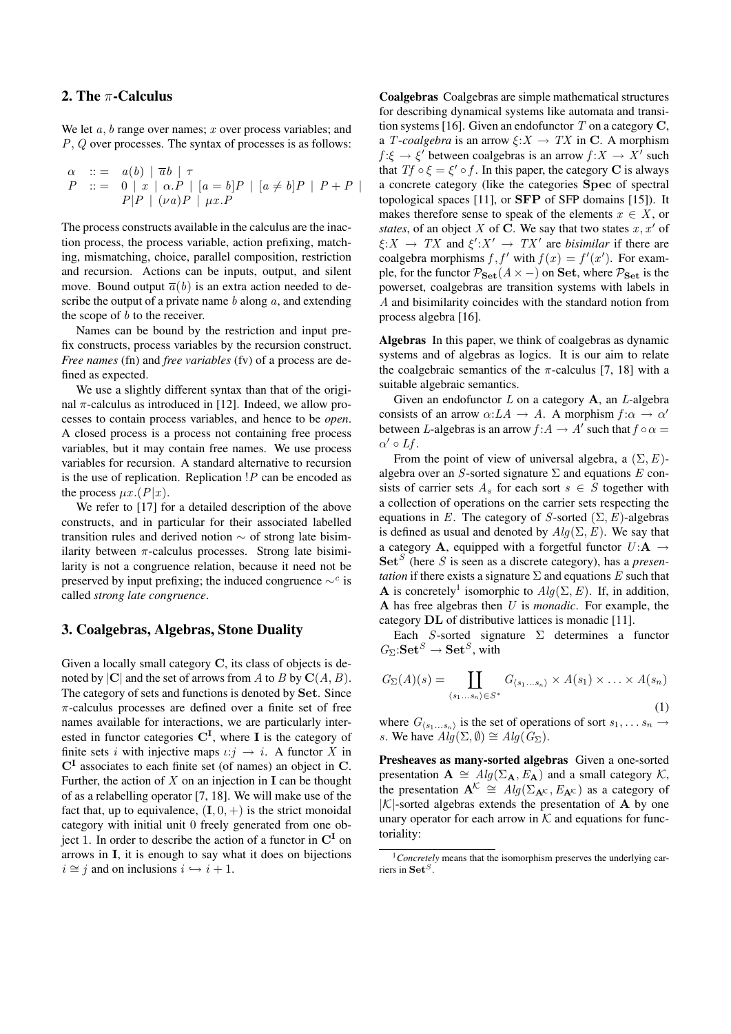## 2. The $\pi$-Calculus

We let $a$, $b$ range over names; $x$ over process variables; and $P$, $Q$ over processes. The syntax of processes is as follows:

$$\begin{array}{lcl} \alpha & ::= & a(b) \mid \overline{a}b \mid \tau \\ P & ::= & 0 \mid x \mid \alpha.P \mid [a = b]P \mid [a \neq b]P \mid P + P \mid \\ & & P|P \mid (\nu a)P \mid \mu x.P \end{array}$$

The process constructs available in the calculus are the inaction process, the process variable, action prefixing, matching, mismatching, choice, parallel composition, restriction and recursion. Actions can be inputs, output, and silent move. Bound output $\overline{a}(b)$ is an extra action needed to describe the output of a private name $b$ along $a$, and extending the scope of $b$ to the receiver.

Names can be bound by the restriction and input prefix constructs, process variables by the recursion construct. *Free names* (fn) and *free variables* (fv) of a process are defined as expected.

We use a slightly different syntax than that of the original $\pi$-calculus as introduced in [12]. Indeed, we allow processes to contain process variables, and hence to be *open*. A closed process is a process not containing free process variables, but it may contain free names. We use process variables for recursion. A standard alternative to recursion is the use of replication. Replication $!P$ can be encoded as the process $\mu x.(P|x)$.

We refer to [17] for a detailed description of the above constructs, and in particular for their associated labelled transition rules and derived notion $\sim$ of strong late bisimilarity between $\pi$-calculus processes. Strong late bisimilarity is not a congruence relation, because it need not be preserved by input prefixing; the induced congruence $\sim^c$ is called *strong late congruence*.

## 3. Coalgebras, Algebras, Stone Duality

Given a locally small category $\mathbf{C}$, its class of objects is denoted by $|\mathbf{C}|$ and the set of arrows from $A$ to $B$ by $\mathbf{C}(A, B)$. The category of sets and functions is denoted by $\mathbf{Set}$. Since $\pi$-calculus processes are defined over a finite set of free names available for interactions, we are particularly interested in functor categories $\mathbf{C}^{\mathbf{I}}$, where $\mathbf{I}$ is the category of finite sets $i$ with injective maps $\iota{:}j \to i$. A functor $X$ in $\mathbf{C}^{\mathbf{I}}$ associates to each finite set (of names) an object in $\mathbf{C}$. Further, the action of $X$ on an injection in $\mathbf{I}$ can be thought of as a relabelling operator [7, 18]. We will make use of the fact that, up to equivalence, $(\mathbf{I}, 0, +)$ is the strict monoidal category with initial unit 0 freely generated from one object 1. In order to describe the action of a functor in $\mathbf{C}^{\mathbf{I}}$ on arrows in $\mathbf{I}$, it is enough to say what it does on bijections $i \cong j$ and on inclusions $i \hookrightarrow i + 1$.

**Coalgebras** Coalgebras are simple mathematical structures for describing dynamical systems like automata and transition systems [16]. Given an endofunctor $T$ on a category $\mathbf{C}$, a $T$-*coalgebra* is an arrow $\xi{:}X \to TX$ in $\mathbf{C}$. A morphism $f{:}\xi \to \xi'$ between coalgebras is an arrow $f{:}X \to X'$ such that $Tf \circ \xi = \xi' \circ f$. In this paper, the category $\mathbf{C}$ is always a concrete category (like the categories $\mathbf{Spec}$ of spectral topological spaces [11], or $\mathbf{SFP}$ of SFP domains [15]). It makes therefore sense to speak of the elements $x \in X$, or *states*, of an object $X$ of $\mathbf{C}$. We say that two states $x, x'$ of $\xi{:}X \to TX$ and $\xi'{:}X' \to TX'$ are *bisimilar* if there are coalgebra morphisms $f, f'$ with $f(x) = f'(x')$. For example, for the functor $\mathcal{P}_{\mathbf{Set}}(A \times -)$ on $\mathbf{Set}$, where $\mathcal{P}_{\mathbf{Set}}$ is the powerset, coalgebras are transition systems with labels in $A$ and bisimilarity coincides with the standard notion from process algebra [16].

**Algebras** In this paper, we think of coalgebras as dynamic systems and of algebras as logics. It is our aim to relate the coalgebraic semantics of the $\pi$-calculus [7, 18] with a suitable algebraic semantics.

Given an endofunctor $L$ on a category $\mathbf{A}$, an $L$-algebra consists of an arrow $\alpha{:}LA \to A$. A morphism $f{:}\alpha \to \alpha'$ between $L$-algebras is an arrow $f{:}A \to A'$ such that $f \circ \alpha = \alpha' \circ Lf$.

From the point of view of universal algebra, a $(\Sigma, E)$-algebra over an $S$-sorted signature $\Sigma$ and equations $E$ consists of carrier sets $A_s$ for each sort $s \in S$ together with a collection of operations on the carrier sets respecting the equations in $E$. The category of $S$-sorted $(\Sigma, E)$-algebras is defined as usual and denoted by $Alg(\Sigma, E)$. We say that a category $\mathbf{A}$, equipped with a forgetful functor $U{:}\mathbf{A} \to \mathbf{Set}^S$ (here $S$ is seen as a discrete category), has a *presentation* if there exists a signature $\Sigma$ and equations $E$ such that $\mathbf{A}$ is concretely[1] isomorphic to $Alg(\Sigma, E)$. If, in addition, $\mathbf{A}$ has free algebras then $U$ is *monadic*. For example, the category $\mathbf{DL}$ of distributive lattices is monadic [11].

Each $S$-sorted signature $\Sigma$ determines a functor $G_\Sigma{:}\mathbf{Set}^S \to \mathbf{Set}^S$, with

$$G_\Sigma(A)(s) = \coprod_{\langle s_1 \ldots s_n \rangle \in S^*} G_{\langle s_1 \ldots s_n \rangle} \times A(s_1) \times \ldots \times A(s_n) \tag{1}$$

where $G_{\langle s_1 \ldots s_n \rangle}$ is the set of operations of sort $s_1, \ldots s_n \to s$. We have $Alg(\Sigma, \emptyset) \cong Alg(G_\Sigma)$.

**Presheaves as many-sorted algebras** Given a one-sorted presentation $\mathbf{A} \cong Alg(\Sigma_{\mathbf{A}}, E_{\mathbf{A}})$ and a small category $\mathcal{K}$, the presentation $\mathbf{A}^{\mathcal{K}} \cong Alg(\Sigma_{\mathbf{A}^{\mathcal{K}}}, E_{\mathbf{A}^{\mathcal{K}}})$ as a category of $|\mathcal{K}|$-sorted algebras extends the presentation of $\mathbf{A}$ by one unary operator for each arrow in $\mathcal{K}$ and equations for functoriality:

[1] *Concretely* means that the isomorphism preserves the underlying carriers in $\mathbf{Set}^S$.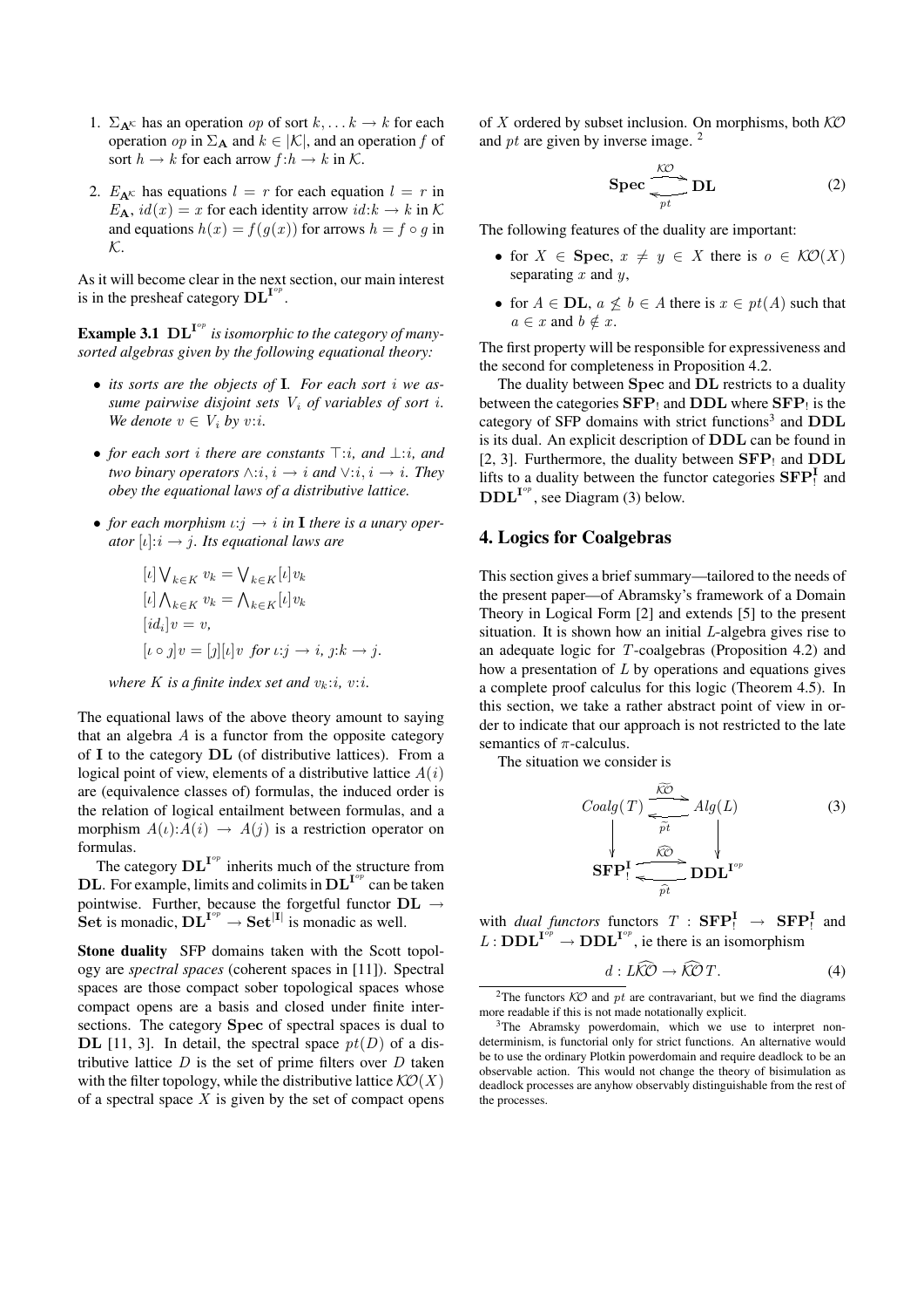1. $\Sigma_{\mathbf{A}^\mathcal{K}}$ has an operation $op$ of sort $k, \ldots k \to k$ for each operation $op$ in $\Sigma_\mathbf{A}$ and $k \in |\mathcal{K}|$, and an operation $f$ of sort $h \to k$ for each arrow $f{:}h \to k$ in $\mathcal{K}$.
2. $E_{\mathbf{A}^\mathcal{K}}$ has equations $l = r$ for each equation $l = r$ in $E_\mathbf{A}$, $id(x) = x$ for each identity arrow $id{:}k \to k$ in $\mathcal{K}$ and equations $h(x) = f(g(x))$ for arrows $h = f \circ g$ in $\mathcal{K}$.

As it will become clear in the next section, our main interest is in the presheaf category $\mathbf{DL}^{\mathbf{I}^{op}}$.

**Example 3.1** $\mathbf{DL}^{\mathbf{I}^{op}}$ *is isomorphic to the category of many-sorted algebras given by the following equational theory:*

- *its sorts are the objects of* $\mathbf{I}$*. For each sort* $i$ *we assume pairwise disjoint sets* $V_i$ *of variables of sort* $i$*. We denote* $v \in V_i$ *by* $v{:}i$*.*
- *for each sort* $i$ *there are constants* $\top{:}i$*, and* $\bot{:}i$*, and two binary operators* $\wedge{:}i, i \to i$ *and* $\vee{:}i, i \to i$*. They obey the equational laws of a distributive lattice.*
- *for each morphism* $\iota{:}j \to i$ *in* $\mathbf{I}$ *there is a unary operator* $[\iota]{:}i \to j$*. Its equational laws are*

$$
\begin{aligned}
&[\iota] \bigvee_{k \in K} v_k = \bigvee_{k \in K} [\iota] v_k \\
&[\iota] \bigwedge_{k \in K} v_k = \bigwedge_{k \in K} [\iota] v_k \\
&[id_i] v = v, \\
&[\iota \circ \jmath] v = [\jmath][\iota] v \ \text{ for } \iota{:}j \to i,\ \jmath{:}k \to j.
\end{aligned}
$$

*where* $K$ *is a finite index set and* $v_k{:}i$*,* $v{:}i$*.*

The equational laws of the above theory amount to saying that an algebra $A$ is a functor from the opposite category of $\mathbf{I}$ to the category $\mathbf{DL}$ (of distributive lattices). From a logical point of view, elements of a distributive lattice $A(i)$ are (equivalence classes of) formulas, the induced order is the relation of logical entailment between formulas, and a morphism $A(\iota){:}A(i) \to A(j)$ is a restriction operator on formulas.

The category $\mathbf{DL}^{\mathbf{I}^{op}}$ inherits much of the structure from $\mathbf{DL}$. For example, limits and colimits in $\mathbf{DL}^{\mathbf{I}^{op}}$ can be taken pointwise. Further, because the forgetful functor $\mathbf{DL} \to \mathbf{Set}$ is monadic, $\mathbf{DL}^{\mathbf{I}^{op}} \to \mathbf{Set}^{|\mathbf{I}|}$ is monadic as well.

**Stone duality** SFP domains taken with the Scott topology are *spectral spaces* (coherent spaces in [11]). Spectral spaces are those compact sober topological spaces whose compact opens are a basis and closed under finite intersections. The category $\mathbf{Spec}$ of spectral spaces is dual to $\mathbf{DL}$ [11, 3]. In detail, the spectral space $pt(D)$ of a distributive lattice $D$ is the set of prime filters over $D$ taken with the filter topology, while the distributive lattice $\mathcal{KO}(X)$ of a spectral space $X$ is given by the set of compact opens of $X$ ordered by subset inclusion. On morphisms, both $\mathcal{KO}$ and $pt$ are given by inverse image. [2]

$$
\mathbf{Spec} \underset{pt}{\overset{\mathcal{KO}}{\rightleftarrows}} \mathbf{DL} \tag{2}
$$

The following features of the duality are important:

- for $X \in \mathbf{Spec}$, $x \neq y \in X$ there is $o \in \mathcal{KO}(X)$ separating $x$ and $y$,
- for $A \in \mathbf{DL}$, $a \not\leq b \in A$ there is $x \in pt(A)$ such that $a \in x$ and $b \notin x$.

The first property will be responsible for expressiveness and the second for completeness in Proposition 4.2.

The duality between $\mathbf{Spec}$ and $\mathbf{DL}$ restricts to a duality between the categories $\mathbf{SFP}_!$ and $\mathbf{DDL}$ where $\mathbf{SFP}_!$ is the category of SFP domains with strict functions[3] and $\mathbf{DDL}$ is its dual. An explicit description of $\mathbf{DDL}$ can be found in [2, 3]. Furthermore, the duality between $\mathbf{SFP}_!$ and $\mathbf{DDL}$ lifts to a duality between the functor categories $\mathbf{SFP}_!^{\mathbf{I}}$ and $\mathbf{DDL}^{\mathbf{I}^{op}}$, see Diagram (3) below.

## 4. Logics for Coalgebras

This section gives a brief summary—tailored to the needs of the present paper—of Abramsky's framework of a Domain Theory in Logical Form [2] and extends [5] to the present situation. It is shown how an initial $L$-algebra gives rise to an adequate logic for $T$-coalgebras (Proposition 4.2) and how a presentation of $L$ by operations and equations gives a complete proof calculus for this logic (Theorem 4.5). In this section, we take a rather abstract point of view in order to indicate that our approach is not restricted to the late semantics of $\pi$-calculus.

The situation we consider is

$$
\begin{array}{ccc}
Coalg(T) & \underset{\widetilde{pt}}{\overset{\widetilde{\mathcal{KO}}}{\rightleftarrows}} & Alg(L) \\
\big\downarrow & & \big\downarrow \\
\mathbf{SFP}_!^{\mathbf{I}} & \underset{\widehat{pt}}{\overset{\widehat{\mathcal{KO}}}{\rightleftarrows}} & \mathbf{DDL}^{\mathbf{I}^{op}}
\end{array} \tag{3}
$$

with *dual functors* functors $T : \mathbf{SFP}_!^{\mathbf{I}} \to \mathbf{SFP}_!^{\mathbf{I}}$ and $L : \mathbf{DDL}^{\mathbf{I}^{op}} \to \mathbf{DDL}^{\mathbf{I}^{op}}$, ie there is an isomorphism

$$
d : L\widehat{\mathcal{KO}} \to \widehat{\mathcal{KO}}\, T. \tag{4}
$$

[2] The functors $\mathcal{KO}$ and $pt$ are contravariant, but we find the diagrams more readable if this is not made notationally explicit.

[3] The Abramsky powerdomain, which we use to interpret non-determinism, is functorial only for strict functions. An alternative would be to use the ordinary Plotkin powerdomain and require deadlock to be an observable action. This would not change the theory of bisimulation as deadlock processes are anyhow observably distinguishable from the rest of the processes.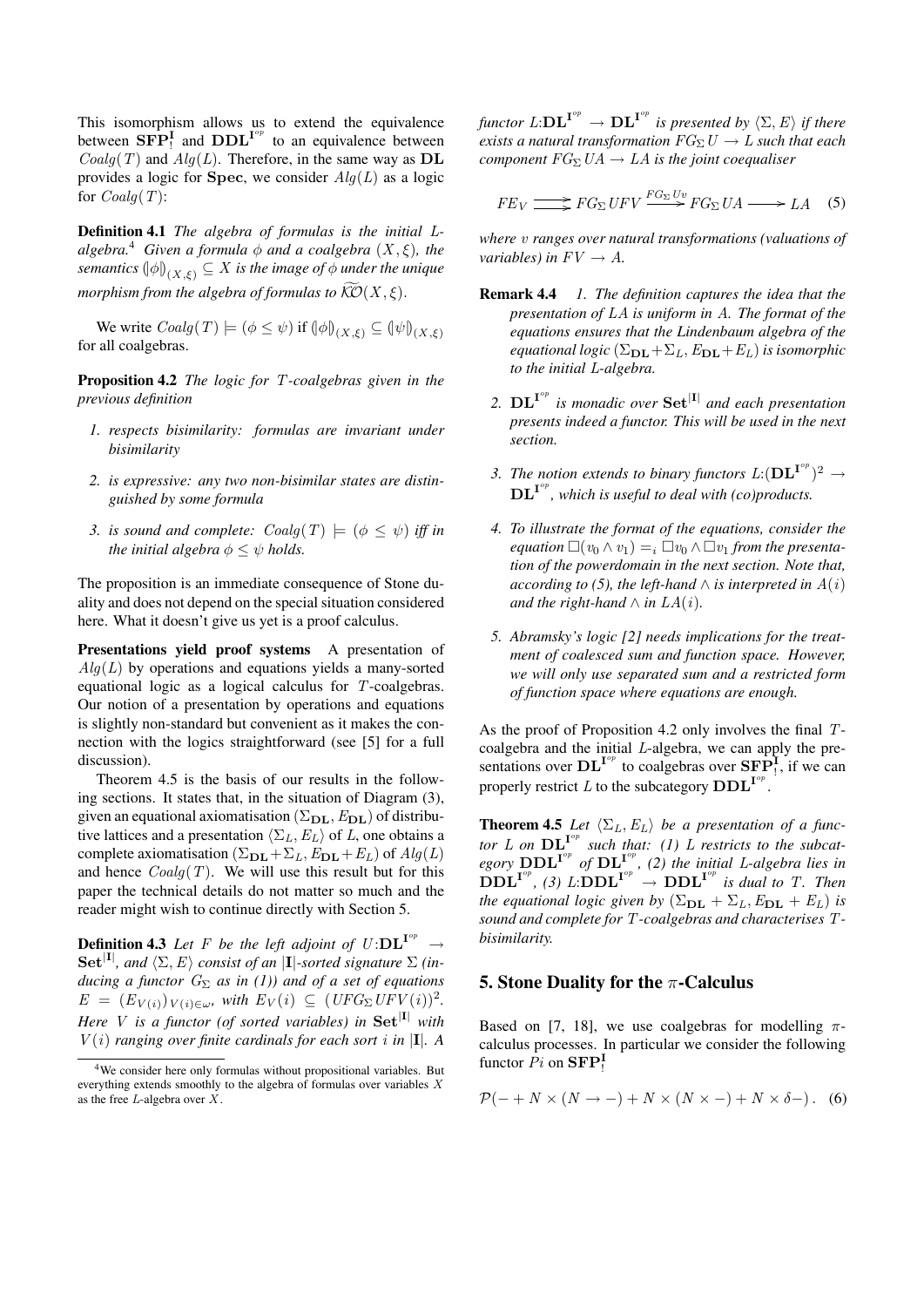This isomorphism allows us to extend the equivalence between $\mathbf{SFP}^{\mathbf{I}}_!$ and $\mathbf{DDL}^{\mathbf{I}^{op}}$ to an equivalence between $Coalg(T)$ and $Alg(L)$. Therefore, in the same way as $\mathbf{DL}$ provides a logic for $\mathbf{Spec}$, we consider $Alg(L)$ as a logic for $Coalg(T)$:

**Definition 4.1** *The algebra of formulas is the initial $L$-algebra.*[4] *Given a formula $\phi$ and a coalgebra $(X, \xi)$, the semantics $(\!|\phi|\!)_{(X,\xi)} \subseteq X$ is the image of $\phi$ under the unique morphism from the algebra of formulas to $\widehat{\mathcal{KO}}(X, \xi)$.*

We write $Coalg(T) \models (\phi \leq \psi)$ if $(\!|\phi|\!)_{(X,\xi)} \subseteq (\!|\psi|\!)_{(X,\xi)}$ for all coalgebras.

**Proposition 4.2** *The logic for $T$-coalgebras given in the previous definition*

1. *respects bisimilarity: formulas are invariant under bisimilarity*
2. *is expressive: any two non-bisimilar states are distinguished by some formula*
3. *is sound and complete: $Coalg(T) \models (\phi \leq \psi)$ iff in the initial algebra $\phi \leq \psi$ holds.*

The proposition is an immediate consequence of Stone duality and does not depend on the special situation considered here. What it doesn't give us yet is a proof calculus.

**Presentations yield proof systems** A presentation of $Alg(L)$ by operations and equations yields a many-sorted equational logic as a logical calculus for $T$-coalgebras. Our notion of a presentation by operations and equations is slightly non-standard but convenient as it makes the connection with the logics straightforward (see [5] for a full discussion).

Theorem 4.5 is the basis of our results in the following sections. It states that, in the situation of Diagram (3), given an equational axiomatisation $(\Sigma_{\mathbf{DL}}, E_{\mathbf{DL}})$ of distributive lattices and a presentation $\langle \Sigma_L, E_L \rangle$ of $L$, one obtains a complete axiomatisation $(\Sigma_{\mathbf{DL}} + \Sigma_L, E_{\mathbf{DL}} + E_L)$ of $Alg(L)$ and hence $Coalg(T)$. We will use this result but for this paper the technical details do not matter so much and the reader might wish to continue directly with Section 5.

**Definition 4.3** *Let $F$ be the left adjoint of $U: \mathbf{DL}^{\mathbf{I}^{op}} \to \mathbf{Set}^{|\mathbf{I}|}$, and $\langle \Sigma, E \rangle$ consist of an $|\mathbf{I}|$-sorted signature $\Sigma$ (inducing a functor $G_\Sigma$ as in (1)) and of a set of equations $E = (E_{V(i)})_{V(i) \in \omega}$, with $E_V(i) \subseteq (UFG_\Sigma UFV(i))^2$. Here $V$ is a functor (of sorted variables) in $\mathbf{Set}^{|\mathbf{I}|}$ with $V(i)$ ranging over finite cardinals for each sort $i$ in $|\mathbf{I}|$. A functor $L: \mathbf{DL}^{\mathbf{I}^{op}} \to \mathbf{DL}^{\mathbf{I}^{op}}$ is presented by $\langle \Sigma, E \rangle$ if there exists a natural transformation $FG_\Sigma U \to L$ such that each component $FG_\Sigma UA \to LA$ is the joint coequaliser*

$$FE_V \rightrightarrows FG_\Sigma UFV \xrightarrow{FG_\Sigma Uv} FG_\Sigma UA \longrightarrow LA \quad (5)$$

*where $v$ ranges over natural transformations (valuations of variables) in $FV \to A$.*

**Remark 4.4**

1. *The definition captures the idea that the presentation of $LA$ is uniform in $A$. The format of the equations ensures that the Lindenbaum algebra of the equational logic $(\Sigma_{\mathbf{DL}} + \Sigma_L, E_{\mathbf{DL}} + E_L)$ is isomorphic to the initial $L$-algebra.*
2. *$\mathbf{DL}^{\mathbf{I}^{op}}$ is monadic over $\mathbf{Set}^{|\mathbf{I}|}$ and each presentation presents indeed a functor. This will be used in the next section.*
3. *The notion extends to binary functors $L: (\mathbf{DL}^{\mathbf{I}^{op}})^2 \to \mathbf{DL}^{\mathbf{I}^{op}}$, which is useful to deal with (co)products.*
4. *To illustrate the format of the equations, consider the equation $\Box(v_0 \wedge v_1) =_i \Box v_0 \wedge \Box v_1$ from the presentation of the powerdomain in the next section. Note that, according to (5), the left-hand $\wedge$ is interpreted in $A(i)$ and the right-hand $\wedge$ in $LA(i)$.*
5. *Abramsky's logic [2] needs implications for the treatment of coalesced sum and function space. However, we will only use separated sum and a restricted form of function space where equations are enough.*

As the proof of Proposition 4.2 only involves the final $T$-coalgebra and the initial $L$-algebra, we can apply the presentations over $\mathbf{DL}^{\mathbf{I}^{op}}$ to coalgebras over $\mathbf{SFP}^{\mathbf{I}}_!$, if we can properly restrict $L$ to the subcategory $\mathbf{DDL}^{\mathbf{I}^{op}}$.

**Theorem 4.5** *Let $\langle \Sigma_L, E_L \rangle$ be a presentation of a functor $L$ on $\mathbf{DL}^{\mathbf{I}^{op}}$ such that: (1) $L$ restricts to the subcategory $\mathbf{DDL}^{\mathbf{I}^{op}}$ of $\mathbf{DL}^{\mathbf{I}^{op}}$, (2) the initial $L$-algebra lies in $\mathbf{DDL}^{\mathbf{I}^{op}}$, (3) $L: \mathbf{DDL}^{\mathbf{I}^{op}} \to \mathbf{DDL}^{\mathbf{I}^{op}}$ is dual to $T$. Then the equational logic given by $(\Sigma_{\mathbf{DL}} + \Sigma_L, E_{\mathbf{DL}} + E_L)$ is sound and complete for $T$-coalgebras and characterises $T$-bisimilarity.*

## 5. Stone Duality for the $\pi$-Calculus

Based on [7, 18], we use coalgebras for modelling $\pi$-calculus processes. In particular we consider the following functor $Pi$ on $\mathbf{SFP}^{\mathbf{I}}_!$

$$\mathcal{P}(- + N \times (N \to -) + N \times (N \times -) + N \times \delta -). \quad (6)$$

[4] We consider here only formulas without propositional variables. But everything extends smoothly to the algebra of formulas over variables $X$ as the free $L$-algebra over $X$.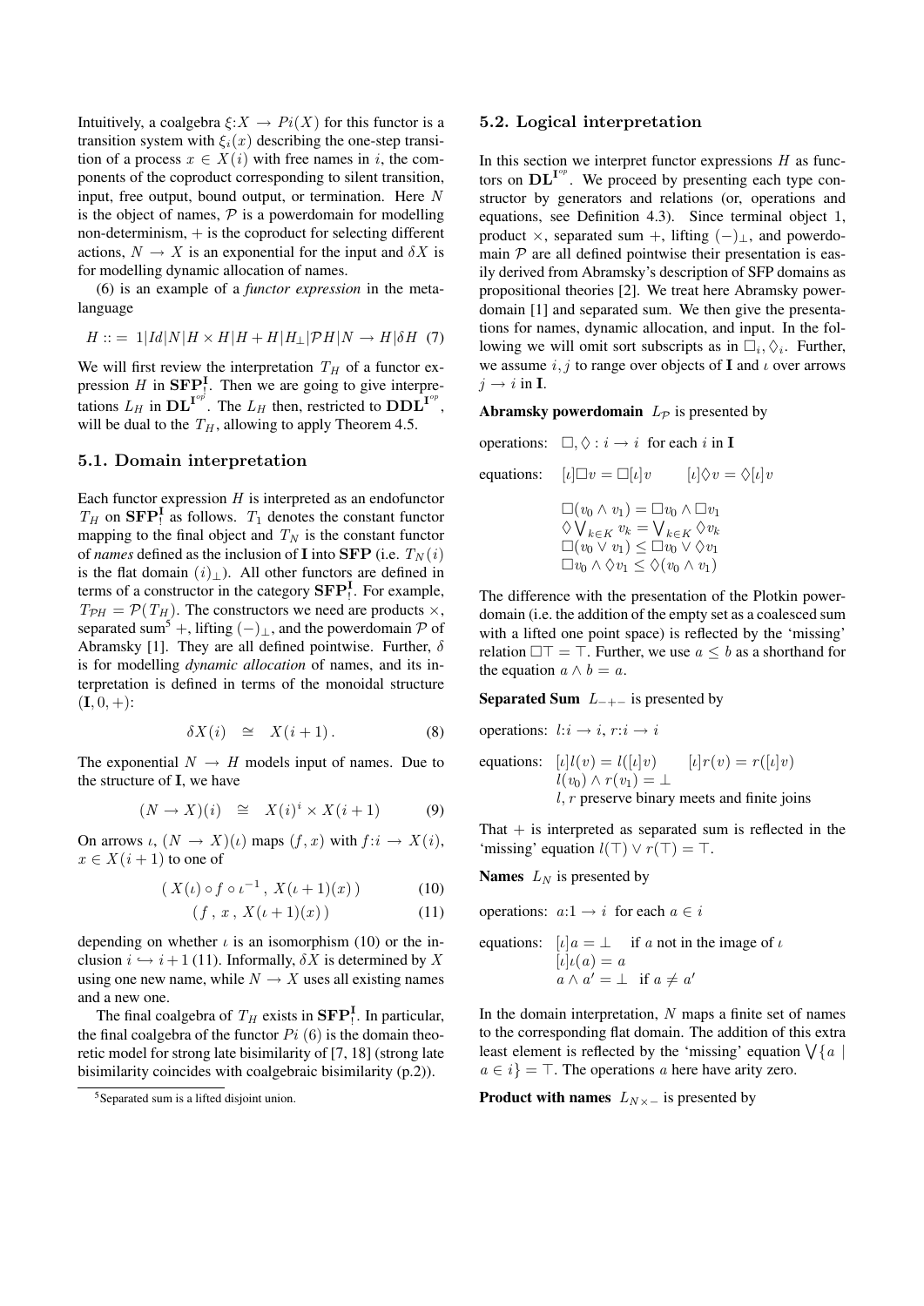Intuitively, a coalgebra $\xi{:}X \to Pi(X)$ for this functor is a transition system with $\xi_i(x)$ describing the one-step transition of a process $x \in X(i)$ with free names in $i$, the components of the coproduct corresponding to silent transition, input, free output, bound output, or termination. Here $N$ is the object of names, $\mathcal{P}$ is a powerdomain for modelling non-determinism, $+$ is the coproduct for selecting different actions, $N \to X$ is an exponential for the input and $\delta X$ is for modelling dynamic allocation of names.

(6) is an example of a *functor expression* in the meta-language

$$H ::= 1|Id|N|H \times H|H + H|H_\perp|\mathcal{P}H|N \to H|\delta H \quad (7)$$

We will first review the interpretation $T_H$ of a functor expression $H$ in $\mathbf{SFP}_!^{\mathbf{I}}$. Then we are going to give interpretations $L_H$ in $\mathbf{DL}^{\mathbf{I}^{op}}$. The $L_H$ then, restricted to $\mathbf{DDL}^{\mathbf{I}^{op}}$, will be dual to the $T_H$, allowing to apply Theorem 4.5.

### 5.1. Domain interpretation

Each functor expression $H$ is interpreted as an endofunctor $T_H$ on $\mathbf{SFP}_!^{\mathbf{I}}$ as follows. $T_1$ denotes the constant functor mapping to the final object and $T_N$ is the constant functor of *names* defined as the inclusion of $\mathbf{I}$ into $\mathbf{SFP}$ (i.e. $T_N(i)$ is the flat domain $(i)_\perp$). All other functors are defined in terms of a constructor in the category $\mathbf{SFP}_!^{\mathbf{I}}$. For example, $T_{\mathcal{P}H} = \mathcal{P}(T_H)$. The constructors we need are products $\times$, separated sum[5] $+$, lifting $(-)_\perp$, and the powerdomain $\mathcal{P}$ of Abramsky [1]. They are all defined pointwise. Further, $\delta$ is for modelling *dynamic allocation* of names, and its interpretation is defined in terms of the monoidal structure $(\mathbf{I}, 0, +)$:

$$\delta X(i) \quad \cong \quad X(i+1)\,. \quad (8)$$

The exponential $N \to H$ models input of names. Due to the structure of $\mathbf{I}$, we have

$$(N \to X)(i) \quad \cong \quad X(i)^i \times X(i+1) \quad (9)$$

On arrows $\iota$, $(N \to X)(\iota)$ maps $(f, x)$ with $f{:}i \to X(i)$, $x \in X(i+1)$ to one of

$$(\, X(\iota) \circ f \circ \iota^{-1}\, ,\; X(\iota + 1)(x)\,) \quad (10)$$

$$(\, f\, ,\; x\, ,\; X(\iota + 1)(x)\,) \quad (11)$$

depending on whether $\iota$ is an isomorphism (10) or the inclusion $i \hookrightarrow i+1$ (11). Informally, $\delta X$ is determined by $X$ using one new name, while $N \to X$ uses all existing names and a new one.

The final coalgebra of $T_H$ exists in $\mathbf{SFP}_!^{\mathbf{I}}$. In particular, the final coalgebra of the functor $Pi$ (6) is the domain theoretic model for strong late bisimilarity of [7, 18] (strong late bisimilarity coincides with coalgebraic bisimilarity (p.2)).

[5] Separated sum is a lifted disjoint union.

### 5.2. Logical interpretation

In this section we interpret functor expressions $H$ as functors on $\mathbf{DL}^{\mathbf{I}^{op}}$. We proceed by presenting each type constructor by generators and relations (or, operations and equations, see Definition 4.3). Since terminal object 1, product $\times$, separated sum $+$, lifting $(-)_\perp$, and powerdomain $\mathcal{P}$ are all defined pointwise their presentation is easily derived from Abramsky's description of SFP domains as propositional theories [2]. We treat here Abramsky powerdomain [1] and separated sum. We then give the presentations for names, dynamic allocation, and input. In the following we will omit sort subscripts as in $\Box_i, \Diamond_i$. Further, we assume $i, j$ to range over objects of $\mathbf{I}$ and $\iota$ over arrows $j \to i$ in $\mathbf{I}$.

**Abramsky powerdomain** $L_{\mathcal{P}}$ is presented by

operations: $\Box, \Diamond : i \to i$ for each $i$ in $\mathbf{I}$

equations: $[\iota]\Box v = \Box[\iota]v \qquad [\iota]\Diamond v = \Diamond[\iota]v$

$$\Box(v_0 \wedge v_1) = \Box v_0 \wedge \Box v_1$$
$$\Diamond \textstyle\bigvee_{k \in K} v_k = \bigvee_{k \in K} \Diamond v_k$$
$$\Box(v_0 \vee v_1) \leq \Box v_0 \vee \Diamond v_1$$
$$\Box v_0 \wedge \Diamond v_1 \leq \Diamond(v_0 \wedge v_1)$$

The difference with the presentation of the Plotkin powerdomain (i.e. the addition of the empty set as a coalesced sum with a lifted one point space) is reflected by the 'missing' relation $\Box\top = \top$. Further, we use $a \leq b$ as a shorthand for the equation $a \wedge b = a$.

**Separated Sum** $L_{-+-}$ is presented by

operations: $l{:}i \to i$, $r{:}i \to i$

equations: $[\iota]l(v) = l([\iota]v) \qquad [\iota]r(v) = r([\iota]v)$
$l(v_0) \wedge r(v_1) = \perp$
$l, r$ preserve binary meets and finite joins

That $+$ is interpreted as separated sum is reflected in the 'missing' equation $l(\top) \vee r(\top) = \top$.

**Names** $L_N$ is presented by

operations: $a{:}1 \to i$ for each $a \in i$

equations: $[\iota]a = \perp \quad$ if $a$ not in the image of $\iota$
$[\iota]\iota(a) = a$
$a \wedge a' = \perp \quad$ if $a \neq a'$

In the domain interpretation, $N$ maps a finite set of names to the corresponding flat domain. The addition of this extra least element is reflected by the 'missing' equation $\bigvee\{a \mid a \in i\} = \top$. The operations $a$ here have arity zero.

**Product with names** $L_{N\times-}$ is presented by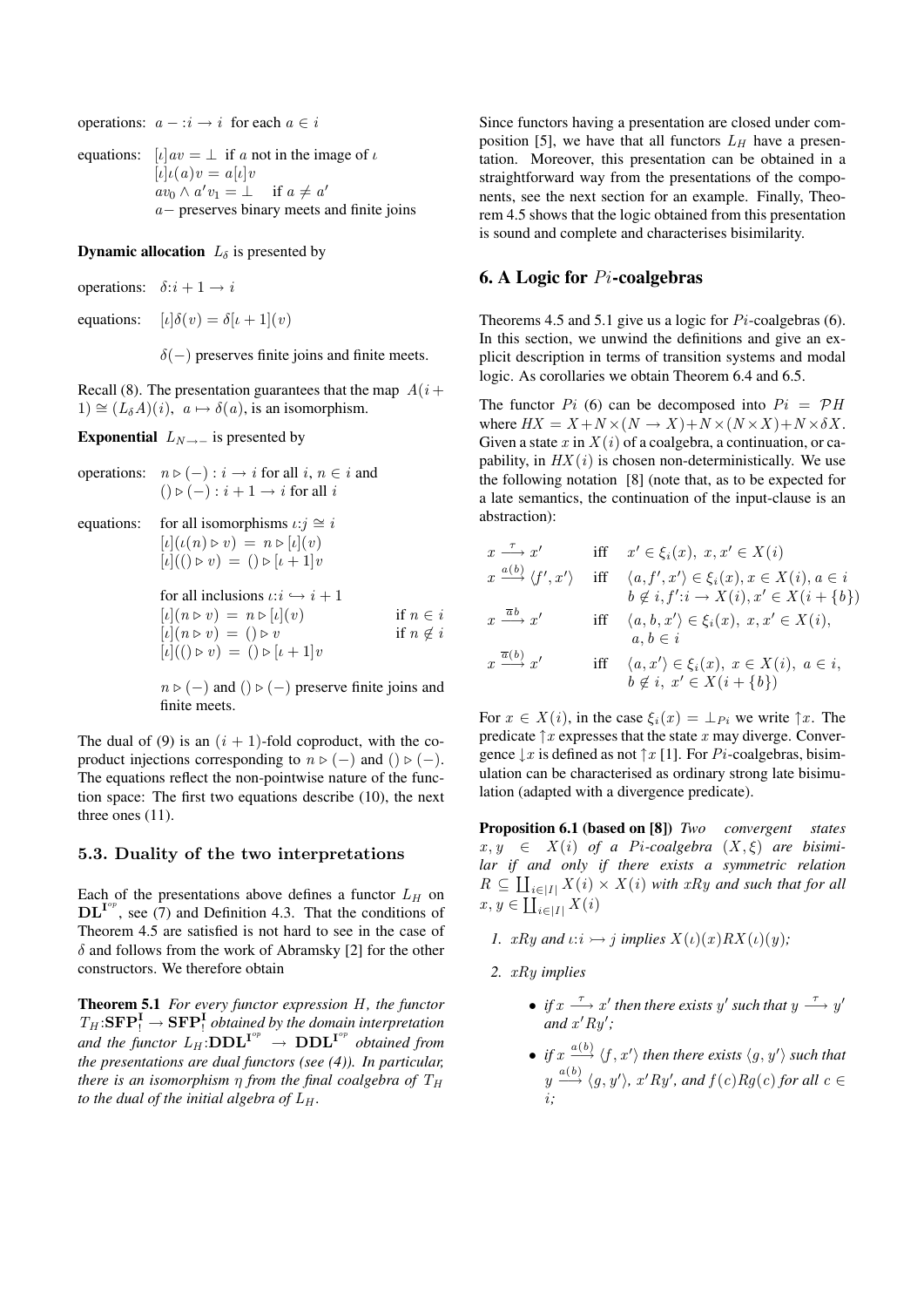operations: $a - : i \to i$ for each $a \in i$

equations: $[\iota]av = \bot$ if $a$ not in the image of $\iota$
$[\iota]\iota(a)v = a[\iota]v$
$av_0 \wedge a'v_1 = \bot$ if $a \neq a'$
$a-$ preserves binary meets and finite joins

**Dynamic allocation** $L_\delta$ is presented by

operations: $\delta: i+1 \to i$

equations: $[\iota]\delta(v) = \delta[\iota+1](v)$

$\delta(-)$ preserves finite joins and finite meets.

Recall (8). The presentation guarantees that the map $A(i+1) \cong (L_\delta A)(i)$, $a \mapsto \delta(a)$, is an isomorphism.

**Exponential** $L_{N\to -}$ is presented by

operations: $n \triangleright (-) : i \to i$ for all $i$, $n \in i$ and $() \triangleright (-) : i+1 \to i$ for all $i$

equations: for all isomorphisms $\iota: j \cong i$
$[\iota](\iota(n) \triangleright v) = n \triangleright [\iota](v)$
$[\iota](() \triangleright v) = () \triangleright [\iota+1]v$

for all inclusions $\iota: i \hookrightarrow i+1$
$[\iota](n \triangleright v) = n \triangleright [\iota](v)$ if $n \in i$
$[\iota](n \triangleright v) = () \triangleright v$ if $n \notin i$
$[\iota](() \triangleright v) = () \triangleright [\iota+1]v$

$n \triangleright (-)$ and $() \triangleright (-)$ preserve finite joins and finite meets.

The dual of (9) is an $(i+1)$-fold coproduct, with the coproduct injections corresponding to $n \triangleright (-)$ and $() \triangleright (-)$. The equations reflect the non-pointwise nature of the function space: The first two equations describe (10), the next three ones (11).

### 5.3. Duality of the two interpretations

Each of the presentations above defines a functor $L_H$ on $\mathbf{DL}^{\mathbf{I}^{op}}$, see (7) and Definition 4.3. That the conditions of Theorem 4.5 are satisfied is not hard to see in the case of $\delta$ and follows from the work of Abramsky [2] for the other constructors. We therefore obtain

**Theorem 5.1** *For every functor expression $H$, the functor $T_H:\mathbf{SFP}^{\mathbf{I}}_! \to \mathbf{SFP}^{\mathbf{I}}_!$ obtained by the domain interpretation and the functor $L_H:\mathbf{DDL}^{\mathbf{I}^{op}} \to \mathbf{DDL}^{\mathbf{I}^{op}}$ obtained from the presentations are dual functors (see (4)). In particular, there is an isomorphism $\eta$ from the final coalgebra of $T_H$ to the dual of the initial algebra of $L_H$.*

Since functors having a presentation are closed under composition [5], we have that all functors $L_H$ have a presentation. Moreover, this presentation can be obtained in a straightforward way from the presentations of the components, see the next section for an example. Finally, Theorem 4.5 shows that the logic obtained from this presentation is sound and complete and characterises bisimilarity.

## 6. A Logic for $Pi$-coalgebras

Theorems 4.5 and 5.1 give us a logic for $Pi$-coalgebras (6). In this section, we unwind the definitions and give an explicit description in terms of transition systems and modal logic. As corollaries we obtain Theorem 6.4 and 6.5.

The functor $Pi$ (6) can be decomposed into $Pi = \mathcal{P}H$ where $HX = X + N \times (N \to X) + N \times (N \times X) + N \times \delta X$. Given a state $x$ in $X(i)$ of a coalgebra, a continuation, or capability, in $HX(i)$ is chosen non-deterministically. We use the following notation [8] (note that, as to be expected for a late semantics, the continuation of the input-clause is an abstraction):

$$
\begin{array}{lll}
x \xrightarrow{\tau} x' & \text{iff} & x' \in \xi_i(x),\ x, x' \in X(i) \\
x \xrightarrow{a(b)} \langle f', x'\rangle & \text{iff} & \langle a, f', x'\rangle \in \xi_i(x), x \in X(i), a \in i \\
 & & b \notin i, f': i \to X(i), x' \in X(i+\{b\}) \\
x \xrightarrow{\overline{a}b} x' & \text{iff} & \langle a, b, x'\rangle \in \xi_i(x),\ x, x' \in X(i), \\
 & & a, b \in i \\
x \xrightarrow{\overline{a}(b)} x' & \text{iff} & \langle a, x'\rangle \in \xi_i(x),\ x \in X(i),\ a \in i, \\
 & & b \notin i,\ x' \in X(i+\{b\})
\end{array}
$$

For $x \in X(i)$, in the case $\xi_i(x) = \bot_{Pi}$ we write $\uparrow x$. The predicate $\uparrow x$ expresses that the state $x$ may diverge. Convergence $\downarrow x$ is defined as not $\uparrow x$ [1]. For $Pi$-coalgebras, bisimulation can be characterised as ordinary strong late bisimulation (adapted with a divergence predicate).

**Proposition 6.1 (based on [8])** *Two convergent states $x, y \in X(i)$ of a $Pi$-coalgebra $(X, \xi)$ are bisimilar if and only if there exists a symmetric relation $R \subseteq \coprod_{i\in|I|} X(i) \times X(i)$ with $xRy$ and such that for all $x, y \in \coprod_{i\in|I|} X(i)$*

1. *$xRy$ and $\iota: i \rightarrowtail j$ implies $X(\iota)(x) R X(\iota)(y)$;*
2. *$xRy$ implies*
   - *if $x \xrightarrow{\tau} x'$ then there exists $y'$ such that $y \xrightarrow{\tau} y'$ and $x'Ry'$;*
   - *if $x \xrightarrow{a(b)} \langle f, x'\rangle$ then there exists $\langle g, y'\rangle$ such that $y \xrightarrow{a(b)} \langle g, y'\rangle$, $x'Ry'$, and $f(c)Rg(c)$ for all $c \in i$;*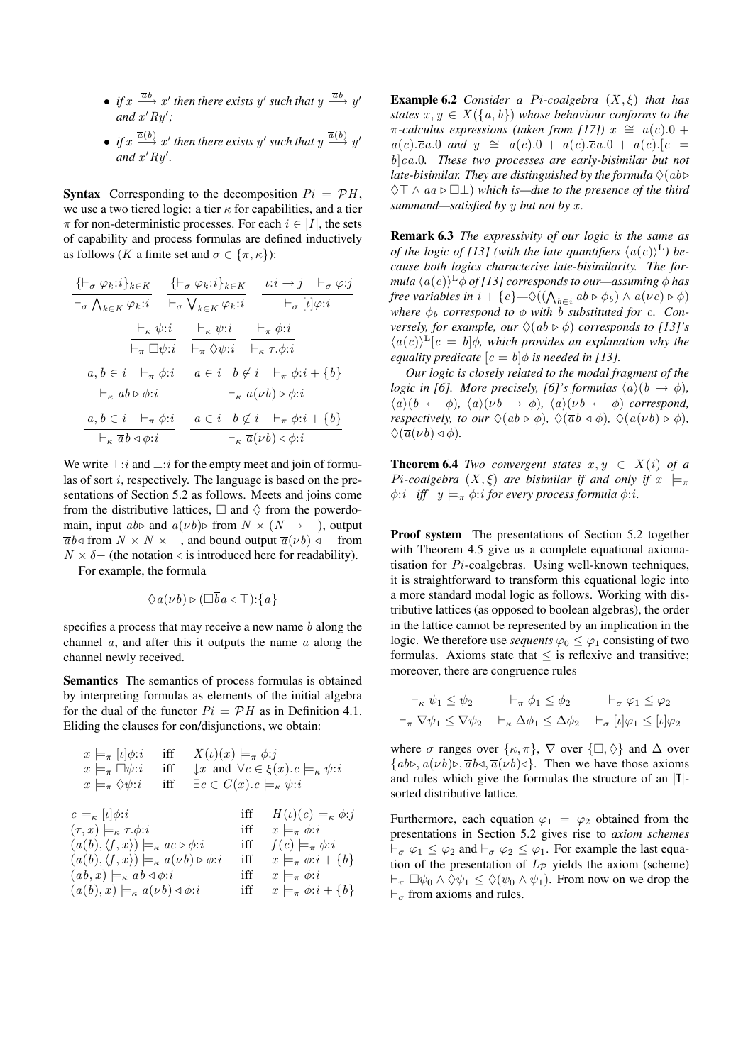- *if* $x \xrightarrow{\overline{a}b} x'$ *then there exists* $y'$ *such that* $y \xrightarrow{\overline{a}b} y'$ *and* $x'Ry'$;
- *if* $x \xrightarrow{\overline{a}(b)} x'$ *then there exists* $y'$ *such that* $y \xrightarrow{\overline{a}(b)} y'$ *and* $x'Ry'$.

**Syntax** Corresponding to the decomposition $Pi = \mathcal{P}H$, we use a two tiered logic: a tier $\kappa$ for capabilities, and a tier $\pi$ for non-deterministic processes. For each $i \in |I|$, the sets of capability and process formulas are defined inductively as follows ($K$ a finite set and $\sigma \in \{\pi, \kappa\}$):

$$\frac{\{\vdash_\sigma \varphi_k{:}i\}_{k\in K}}{\vdash_\sigma \bigwedge_{k\in K} \varphi_k{:}i} \quad \frac{\{\vdash_\sigma \varphi_k{:}i\}_{k\in K}}{\vdash_\sigma \bigvee_{k\in K} \varphi_k{:}i} \quad \frac{\iota{:}i \to j \quad \vdash_\sigma \varphi{:}j}{\vdash_\sigma [\iota]\varphi{:}i}$$

$$\frac{\vdash_\kappa \psi{:}i}{\vdash_\pi \Box\psi{:}i} \quad \frac{\vdash_\kappa \psi{:}i}{\vdash_\pi \Diamond\psi{:}i} \quad \frac{\vdash_\pi \phi{:}i}{\vdash_\kappa \tau.\phi{:}i}$$

$$\frac{a, b \in i \quad \vdash_\pi \phi{:}i}{\vdash_\kappa ab \triangleright \phi{:}i} \quad \frac{a \in i \quad b \notin i \quad \vdash_\pi \phi{:}i + \{b\}}{\vdash_\kappa a(\nu b) \triangleright \phi{:}i}$$

$$\frac{a, b \in i \quad \vdash_\pi \phi{:}i}{\vdash_\kappa \overline{a}b \triangleleft \phi{:}i} \quad \frac{a \in i \quad b \notin i \quad \vdash_\pi \phi{:}i + \{b\}}{\vdash_\kappa \overline{a}(\nu b) \triangleleft \phi{:}i}$$

We write $\top{:}i$ and $\bot{:}i$ for the empty meet and join of formulas of sort $i$, respectively. The language is based on the presentations of Section 5.2 as follows. Meets and joins come from the distributive lattices, $\Box$ and $\Diamond$ from the powerdomain, input $ab\triangleright$ and $a(\nu b)\triangleright$ from $N \times (N \to -)$, output $\overline{a}b\triangleleft$ from $N \times N \times -$, and bound output $\overline{a}(\nu b) \triangleleft -$ from $N \times \delta-$ (the notation $\triangleleft$ is introduced here for readability).

For example, the formula

$$\Diamond a(\nu b) \triangleright (\Box \overline{b} a \triangleleft \top){:}\{a\}$$

specifies a process that may receive a new name $b$ along the channel $a$, and after this it outputs the name $a$ along the channel newly received.

**Semantics** The semantics of process formulas is obtained by interpreting formulas as elements of the initial algebra for the dual of the functor $Pi = \mathcal{P}H$ as in Definition 4.1. Eliding the clauses for con/disjunctions, we obtain:

$$\begin{array}{lll}
x \models_\pi [\iota]\phi{:}i & \text{iff} & X(\iota)(x) \models_\pi \phi{:}j \\
x \models_\pi \Box\psi{:}i & \text{iff} & \downarrow x \text{ and } \forall c \in \xi(x). c \models_\kappa \psi{:}i \\
x \models_\pi \Diamond\psi{:}i & \text{iff} & \exists c \in C(x). c \models_\kappa \psi{:}i
\end{array}$$

$$\begin{array}{lll}
c \models_\kappa [\iota]\phi{:}i & \text{iff} & H(\iota)(c) \models_\kappa \phi{:}j \\
(\tau, x) \models_\kappa \tau.\phi{:}i & \text{iff} & x \models_\pi \phi{:}i \\
(a(b), \langle f, x\rangle) \models_\kappa ac \triangleright \phi{:}i & \text{iff} & f(c) \models_\pi \phi{:}i \\
(a(b), \langle f, x\rangle) \models_\kappa a(\nu b) \triangleright \phi{:}i & \text{iff} & x \models_\pi \phi{:}i + \{b\} \\
(\overline{a}b, x) \models_\kappa \overline{a}b \triangleleft \phi{:}i & \text{iff} & x \models_\pi \phi{:}i \\
(\overline{a}(b), x) \models_\kappa \overline{a}(\nu b) \triangleleft \phi{:}i & \text{iff} & x \models_\pi \phi{:}i + \{b\}
\end{array}$$

**Example 6.2** *Consider a $Pi$-coalgebra $(X, \xi)$ that has states $x, y \in X(\{a, b\})$ whose behaviour conforms to the $\pi$-calculus expressions (taken from [17]) $x \cong a(c).0 + a(c).\overline{c}a.0$ and $y \cong a(c).0 + a(c).\overline{c}a.0 + a(c).[c = b]\overline{c}a.0$. These two processes are early-bisimilar but not late-bisimilar. They are distinguished by the formula $\Diamond(ab \triangleright \Diamond\top \wedge aa \triangleright \Box\bot)$ which is—due to the presence of the third summand—satisfied by $y$ but not by $x$.*

**Remark 6.3** *The expressivity of our logic is the same as of the logic of [13] (with the late quantifiers $\langle a(c)\rangle^{\mathrm{L}}$) because both logics characterise late-bisimilarity. The formula $\langle a(c)\rangle^{\mathrm{L}}\phi$ of [13] corresponds to our—assuming $\phi$ has free variables in $i + \{c\}$—$\Diamond((\bigwedge_{b\in i} ab \triangleright \phi_b) \wedge a(\nu c) \triangleright \phi)$ where $\phi_b$ correspond to $\phi$ with $b$ substituted for $c$. Conversely, for example, our $\Diamond(ab \triangleright \phi)$ corresponds to [13]'s $\langle a(c)\rangle^{\mathrm{L}}[c = b]\phi$, which provides an explanation why the equality predicate $[c = b]\phi$ is needed in [13].*

*Our logic is closely related to the modal fragment of the logic in [6]. More precisely, [6]'s formulas $\langle a\rangle(b \to \phi)$, $\langle a\rangle(b \leftarrow \phi)$, $\langle a\rangle(\nu b \to \phi)$, $\langle a\rangle(\nu b \leftarrow \phi)$ correspond, respectively, to our $\Diamond(ab \triangleright \phi)$, $\Diamond(\overline{a}b \triangleleft \phi)$, $\Diamond(a(\nu b) \triangleright \phi)$, $\Diamond(\overline{a}(\nu b) \triangleleft \phi)$.*

**Theorem 6.4** *Two convergent states $x, y \in X(i)$ of a $Pi$-coalgebra $(X, \xi)$ are bisimilar if and only if $x \models_\pi \phi{:}i$ iff $y \models_\pi \phi{:}i$ for every process formula $\phi{:}i$.*

**Proof system** The presentations of Section 5.2 together with Theorem 4.5 give us a complete equational axiomatisation for $Pi$-coalgebras. Using well-known techniques, it is straightforward to transform this equational logic into a more standard modal logic as follows. Working with distributive lattices (as opposed to boolean algebras), the order in the lattice cannot be represented by an implication in the logic. We therefore use *sequents* $\varphi_0 \leq \varphi_1$ consisting of two formulas. Axioms state that $\leq$ is reflexive and transitive; moreover, there are congruence rules

$$\frac{\vdash_\kappa \psi_1 \leq \psi_2}{\vdash_\pi \nabla\psi_1 \leq \nabla\psi_2} \quad \frac{\vdash_\pi \phi_1 \leq \phi_2}{\vdash_\kappa \Delta\phi_1 \leq \Delta\phi_2} \quad \frac{\vdash_\sigma \varphi_1 \leq \varphi_2}{\vdash_\sigma [\iota]\varphi_1 \leq [\iota]\varphi_2}$$

where $\sigma$ ranges over $\{\kappa, \pi\}$, $\nabla$ over $\{\Box, \Diamond\}$ and $\Delta$ over $\{ab\triangleright, a(\nu b)\triangleright, \overline{a}b\triangleleft, \overline{a}(\nu b)\triangleleft\}$. Then we have those axioms and rules which give the formulas the structure of an $|\mathbf{I}|$-sorted distributive lattice.

Furthermore, each equation $\varphi_1 = \varphi_2$ obtained from the presentations in Section 5.2 gives rise to *axiom schemes* $\vdash_\sigma \varphi_1 \leq \varphi_2$ and $\vdash_\sigma \varphi_2 \leq \varphi_1$. For example the last equation of the presentation of $L_{\mathcal{P}}$ yields the axiom (scheme) $\vdash_\pi \Box\psi_0 \wedge \Diamond\psi_1 \leq \Diamond(\psi_0 \wedge \psi_1)$. From now on we drop the $\vdash_\sigma$ from axioms and rules.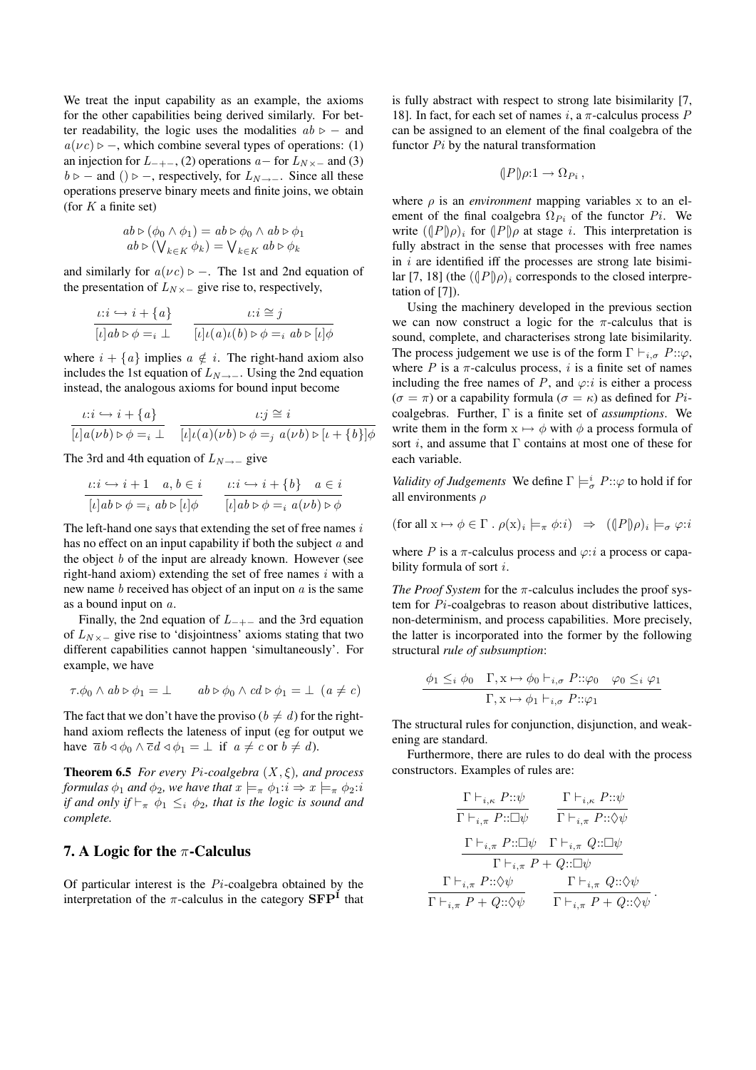We treat the input capability as an example, the axioms for the other capabilities being derived similarly. For better readability, the logic uses the modalities $ab \triangleright -$ and $a(\nu c) \triangleright -$, which combine several types of operations: (1) an injection for $L_{-+-}$, (2) operations $a-$ for $L_{N\times -}$ and (3) $b \triangleright -$ and $() \triangleright -$, respectively, for $L_{N\to -}$. Since all these operations preserve binary meets and finite joins, we obtain (for $K$ a finite set)

$$ab \triangleright (\phi_0 \wedge \phi_1) = ab \triangleright \phi_0 \wedge ab \triangleright \phi_1$$
$$ab \triangleright (\bigvee_{k\in K} \phi_k) = \bigvee_{k \in K} ab \triangleright \phi_k$$

and similarly for $a(\nu c) \triangleright -$. The 1st and 2nd equation of the presentation of $L_{N\times -}$ give rise to, respectively,

$$\frac{\iota{:}i \hookrightarrow i + \{a\}}{[\iota]ab \triangleright \phi =_i \bot} \qquad \frac{\iota{:}i \cong j}{[\iota]\iota(a)\iota(b) \triangleright \phi =_i ab \triangleright [\iota]\phi}$$

where $i + \{a\}$ implies $a \notin i$. The right-hand axiom also includes the 1st equation of $L_{N\to -}$. Using the 2nd equation instead, the analogous axioms for bound input become

$$\frac{\iota{:}i \hookrightarrow i + \{a\}}{[\iota]a(\nu b) \triangleright \phi =_i \bot} \qquad \frac{\iota{:}j \cong i}{[\iota]\iota(a)(\nu b) \triangleright \phi =_j a(\nu b) \triangleright [\iota + \{b\}]\phi}$$

The 3rd and 4th equation of $L_{N\to -}$ give

$$\frac{\iota{:}i \hookrightarrow i + 1 \quad a, b \in i}{[\iota]ab \triangleright \phi =_i ab \triangleright [\iota]\phi} \qquad \frac{\iota{:}i \hookrightarrow i + \{b\} \quad a \in i}{[\iota]ab \triangleright \phi =_i a(\nu b) \triangleright \phi}$$

The left-hand one says that extending the set of free names $i$ has no effect on an input capability if both the subject $a$ and the object $b$ of the input are already known. However (see right-hand axiom) extending the set of free names $i$ with a new name $b$ received has object of an input on $a$ is the same as a bound input on $a$.

Finally, the 2nd equation of $L_{-+-}$ and the 3rd equation of $L_{N\times -}$ give rise to 'disjointness' axioms stating that two different capabilities cannot happen 'simultaneously'. For example, we have

$$\tau.\phi_0 \wedge ab \triangleright \phi_1 = \bot \qquad ab \triangleright \phi_0 \wedge cd \triangleright \phi_1 = \bot \ (a \neq c)$$

The fact that we don't have the proviso ($b \neq d$) for the right-hand axiom reflects the lateness of input (eg for output we have $\overline{a}b \triangleleft \phi_0 \wedge \overline{c}d \triangleleft \phi_1 = \bot$ if $a \neq c$ or $b \neq d$).

**Theorem 6.5** *For every $Pi$-coalgebra $(X, \xi)$, and process formulas $\phi_1$ and $\phi_2$, we have that $x \models_\pi \phi_1{:}i \Rightarrow x \models_\pi \phi_2{:}i$ if and only if $\vdash_\pi \phi_1 \leq_i \phi_2$, that is the logic is sound and complete.*

## 7. A Logic for the $\pi$-Calculus

Of particular interest is the $Pi$-coalgebra obtained by the interpretation of the $\pi$-calculus in the category $\mathbf{SFP}^{\mathbf{I}}$ that is fully abstract with respect to strong late bisimilarity [7, 18]. In fact, for each set of names $i$, a $\pi$-calculus process $P$ can be assigned to an element of the final coalgebra of the functor $Pi$ by the natural transformation

$$(\!|P|\!)\rho{:}1 \to \Omega_{Pi}\,,$$

where $\rho$ is an *environment* mapping variables x to an element of the final coalgebra $\Omega_{Pi}$ of the functor $Pi$. We write $((\!|P|\!)\rho)_i$ for $(\!|P|\!)\rho$ at stage $i$. This interpretation is fully abstract in the sense that processes with free names in $i$ are identified iff the processes are strong late bisimilar [7, 18] (the $((\!|P|\!)\rho)_i$ corresponds to the closed interpretation of [7]).

Using the machinery developed in the previous section we can now construct a logic for the $\pi$-calculus that is sound, complete, and characterises strong late bisimilarity. The process judgement we use is of the form $\Gamma \vdash_{i,\sigma} P{::}\varphi$, where $P$ is a $\pi$-calculus process, $i$ is a finite set of names including the free names of $P$, and $\varphi{:}i$ is either a process ($\sigma = \pi$) or a capability formula ($\sigma = \kappa$) as defined for $Pi$-coalgebras. Further, $\Gamma$ is a finite set of *assumptions*. We write them in the form $\mathrm{x} \mapsto \phi$ with $\phi$ a process formula of sort $i$, and assume that $\Gamma$ contains at most one of these for each variable.

*Validity of Judgements* We define $\Gamma \models^i_\sigma P{::}\varphi$ to hold if for all environments $\rho$

$$(\text{for all } \mathrm{x} \mapsto \phi \in \Gamma\,.\ \rho(\mathrm{x})_i \models_\pi \phi{:}i) \ \Rightarrow\ ((\!|P|\!)\rho)_i \models_\sigma \varphi{:}i$$

where $P$ is a $\pi$-calculus process and $\varphi{:}i$ a process or capability formula of sort $i$.

*The Proof System* for the $\pi$-calculus includes the proof system for $Pi$-coalgebras to reason about distributive lattices, non-determinism, and process capabilities. More precisely, the latter is incorporated into the former by the following structural *rule of subsumption*:

$$\frac{\phi_1 \leq_i \phi_0 \quad \Gamma, \mathrm{x} \mapsto \phi_0 \vdash_{i,\sigma} P{::}\varphi_0 \quad \varphi_0 \leq_i \varphi_1}{\Gamma, \mathrm{x} \mapsto \phi_1 \vdash_{i,\sigma} P{::}\varphi_1}$$

The structural rules for conjunction, disjunction, and weakening are standard.

Furthermore, there are rules to do deal with the process constructors. Examples of rules are:

$$\frac{\Gamma \vdash_{i,\kappa} P{::}\psi}{\Gamma \vdash_{i,\pi} P{::}\Box\psi} \qquad \frac{\Gamma \vdash_{i,\kappa} P{::}\psi}{\Gamma \vdash_{i,\pi} P{::}\Diamond\psi}$$

$$\frac{\Gamma \vdash_{i,\pi} P{::}\Box\psi \quad \Gamma \vdash_{i,\pi} Q{::}\Box\psi}{\Gamma \vdash_{i,\pi} P + Q{::}\Box\psi}$$

$$\frac{\Gamma \vdash_{i,\pi} P{::}\Diamond\psi}{\Gamma \vdash_{i,\pi} P + Q{::}\Diamond\psi} \qquad \frac{\Gamma \vdash_{i,\pi} Q{::}\Diamond\psi}{\Gamma \vdash_{i,\pi} P + Q{::}\Diamond\psi}\,.$$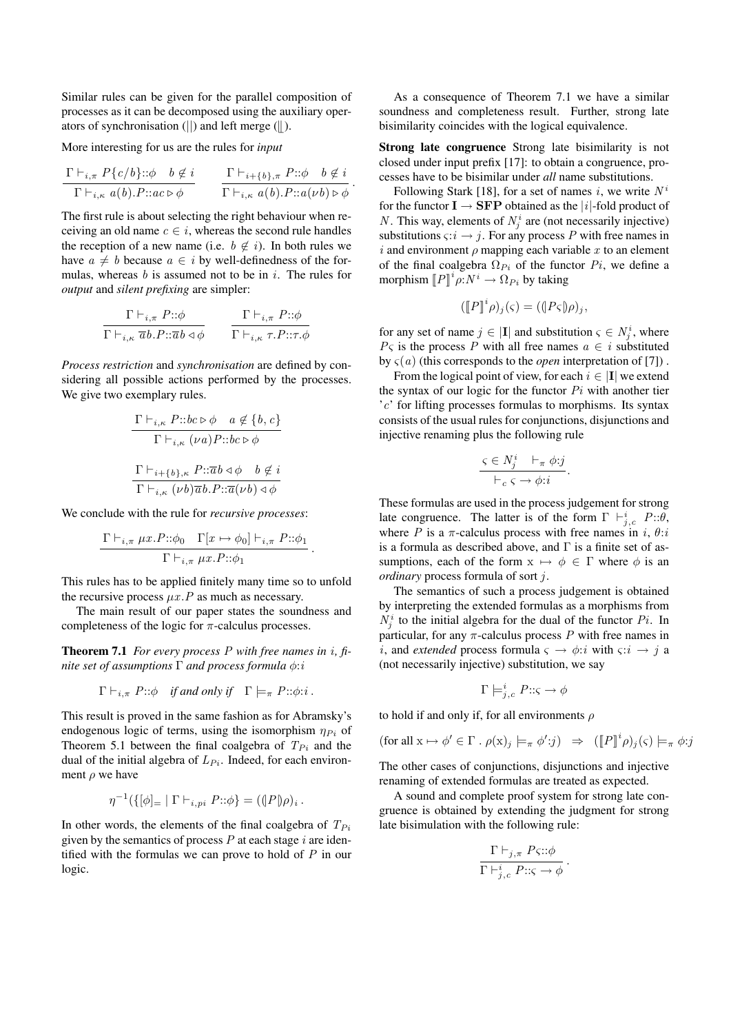Similar rules can be given for the parallel composition of processes as it can be decomposed using the auxiliary operators of synchronisation ($||$) and left merge ($\lfloor\!\lfloor$).

More interesting for us are the rules for *input*

$$\frac{\Gamma \vdash_{i,\pi} P\{c/b\}{::}\phi \quad b \notin i}{\Gamma \vdash_{i,\kappa} a(b).P{::}ac \triangleright \phi} \qquad \frac{\Gamma \vdash_{i+\{b\},\pi} P{::}\phi \quad b \notin i}{\Gamma \vdash_{i,\kappa} a(b).P{::}a(\nu b) \triangleright \phi}.$$

The first rule is about selecting the right behaviour when receiving an old name $c \in i$, whereas the second rule handles the reception of a new name (i.e. $b \notin i$). In both rules we have $a \neq b$ because $a \in i$ by well-definedness of the formulas, whereas $b$ is assumed not to be in $i$. The rules for *output* and *silent prefixing* are simpler:

$$\frac{\Gamma \vdash_{i,\pi} P{::}\phi}{\Gamma \vdash_{i,\kappa} \overline{a}b.P{::}\overline{a}b \triangleleft \phi} \qquad \frac{\Gamma \vdash_{i,\pi} P{::}\phi}{\Gamma \vdash_{i,\kappa} \tau.P{::}\tau.\phi}$$

*Process restriction* and *synchronisation* are defined by considering all possible actions performed by the processes. We give two exemplary rules.

$$\frac{\Gamma \vdash_{i,\kappa} P{::}bc \triangleright \phi \quad a \notin \{b,c\}}{\Gamma \vdash_{i,\kappa} (\nu a)P{::}bc \triangleright \phi}$$

$$\frac{\Gamma \vdash_{i+\{b\},\kappa} P{::}\overline{a}b \triangleleft \phi \quad b \notin i}{\Gamma \vdash_{i,\kappa} (\nu b)\overline{a}b.P{::}\overline{a}(\nu b) \triangleleft \phi}$$

We conclude with the rule for *recursive processes*:

$$\frac{\Gamma \vdash_{i,\pi} \mu x.P{::}\phi_0 \quad \Gamma[x \mapsto \phi_0] \vdash_{i,\pi} P{::}\phi_1}{\Gamma \vdash_{i,\pi} \mu x.P{::}\phi_1}.$$

This rules has to be applied finitely many time so to unfold the recursive process $\mu x.P$ as much as necessary.

The main result of our paper states the soundness and completeness of the logic for $\pi$-calculus processes.

**Theorem 7.1** *For every process $P$ with free names in $i$, finite set of assumptions $\Gamma$ and process formula $\phi{:}i$*

$$\Gamma \vdash_{i,\pi} P{::}\phi \quad \textit{if and only if} \quad \Gamma \models_{\pi} P{::}\phi{:}i\,.$$

This result is proved in the same fashion as for Abramsky's endogenous logic of terms, using the isomorphism $\eta_{P_i}$ of Theorem 5.1 between the final coalgebra of $T_{P_i}$ and the dual of the initial algebra of $L_{P_i}$. Indeed, for each environment $\rho$ we have

$$\eta^{-1}(\{[\phi]_= \mid \Gamma \vdash_{i,pi} P{::}\phi\} = (\!|P|\!)\rho)_i\,.$$

In other words, the elements of the final coalgebra of $T_{P_i}$ given by the semantics of process $P$ at each stage $i$ are identified with the formulas we can prove to hold of $P$ in our logic.

As a consequence of Theorem 7.1 we have a similar soundness and completeness result. Further, strong late bisimilarity coincides with the logical equivalence.

**Strong late congruence** Strong late bisimilarity is not closed under input prefix [17]: to obtain a congruence, processes have to be bisimilar under *all* name substitutions.

Following Stark [18], for a set of names $i$, we write $N^i$ for the functor $\mathbf{I} \to \mathbf{SFP}$ obtained as the $|i|$-fold product of $N$. This way, elements of $N^i_j$ are (not necessarily injective) substitutions $\varsigma{:}i \to j$. For any process $P$ with free names in $i$ and environment $\rho$ mapping each variable $x$ to an element of the final coalgebra $\Omega_{P_i}$ of the functor $Pi$, we define a morphism $[\![P]\!]^i\rho{:}N^i \to \Omega_{P_i}$ by taking

$$([\![P]\!]^i\rho)_j(\varsigma) = (\!|P\varsigma|\!)\rho)_j,$$

for any set of name $j \in |\mathbf{I}|$ and substitution $\varsigma \in N^i_j$, where $P\varsigma$ is the process $P$ with all free names $a \in i$ substituted by $\varsigma(a)$ (this corresponds to the *open* interpretation of [7]) .

From the logical point of view, for each $i \in |\mathbf{I}|$ we extend the syntax of our logic for the functor $Pi$ with another tier '$c$' for lifting processes formulas to morphisms. Its syntax consists of the usual rules for conjunctions, disjunctions and injective renaming plus the following rule

$$\frac{\varsigma \in N^i_j \quad \vdash_{\pi} \phi{:}j}{\vdash_c \varsigma \to \phi{:}i}.$$

These formulas are used in the process judgement for strong late congruence. The latter is of the form $\Gamma \vdash^i_{j,c} P{::}\theta$, where $P$ is a $\pi$-calculus process with free names in $i$, $\theta{:}i$ is a formula as described above, and $\Gamma$ is a finite set of assumptions, each of the form $\mathrm{x} \mapsto \phi \in \Gamma$ where $\phi$ is an *ordinary* process formula of sort $j$.

The semantics of such a process judgement is obtained by interpreting the extended formulas as a morphisms from $N^i_j$ to the initial algebra for the dual of the functor $Pi$. In particular, for any $\pi$-calculus process $P$ with free names in $i$, and *extended* process formula $\varsigma \to \phi{:}i$ with $\varsigma{:}i \to j$ a (not necessarily injective) substitution, we say

$$\Gamma \models^i_{j,c} P{::}\varsigma \to \phi$$

to hold if and only if, for all environments $\rho$

$$(\text{for all } \mathrm{x} \mapsto \phi' \in \Gamma \,.\, \rho(\mathrm{x})_j \models_{\pi} \phi'{:}j) \;\;\Rightarrow\;\; ([\![P]\!]^i\rho)_j(\varsigma) \models_{\pi} \phi{:}j$$

The other cases of conjunctions, disjunctions and injective renaming of extended formulas are treated as expected.

A sound and complete proof system for strong late congruence is obtained by extending the judgment for strong late bisimulation with the following rule:

$$\frac{\Gamma \vdash_{j,\pi} P\varsigma{::}\phi}{\Gamma \vdash^i_{j,c} P{::}\varsigma \to \phi}.$$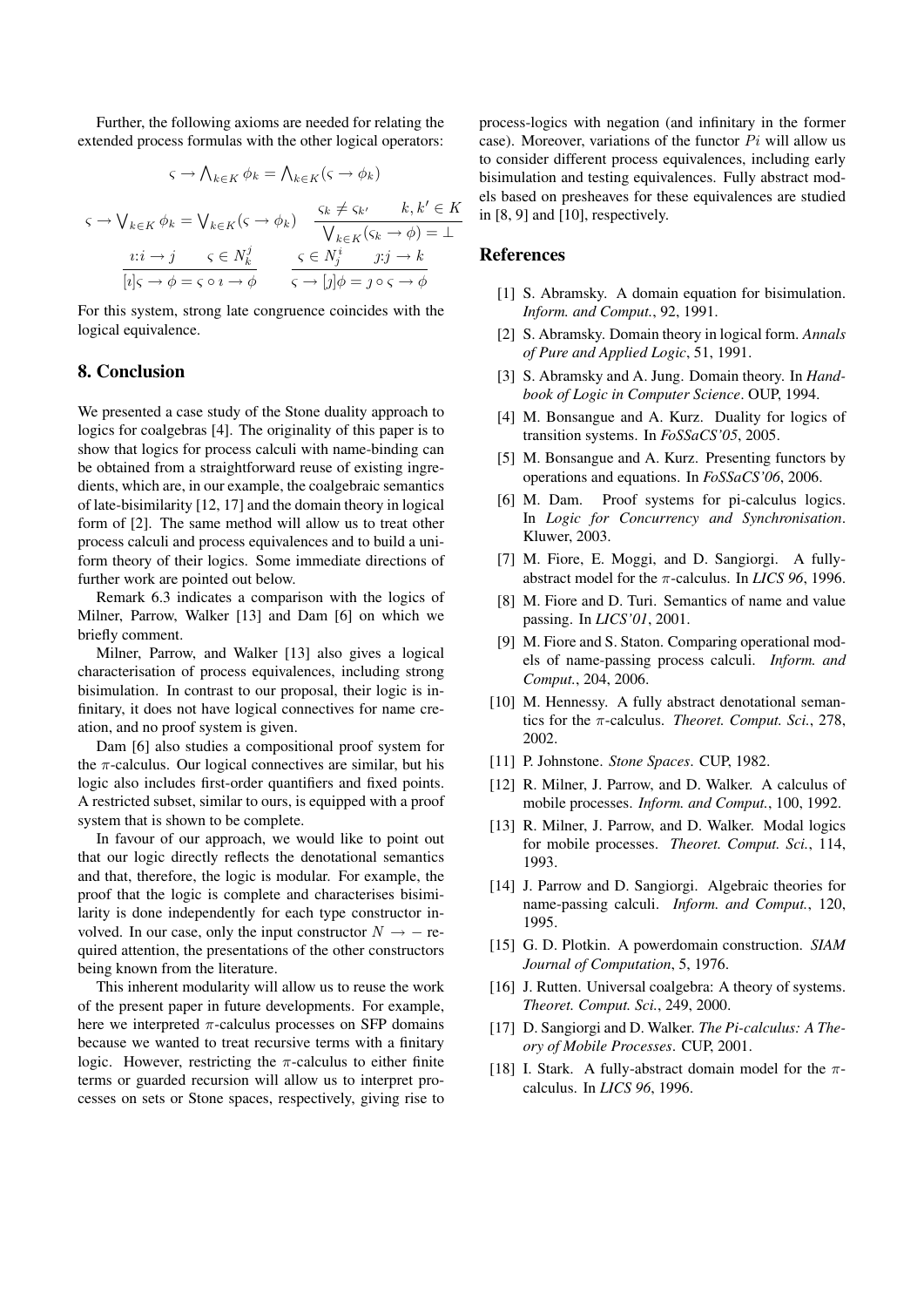Further, the following axioms are needed for relating the extended process formulas with the other logical operators:

$$\varsigma \to \bigwedge_{k\in K} \phi_k = \bigwedge_{k\in K}(\varsigma \to \phi_k)$$

$$\varsigma \to \bigvee_{k\in K} \phi_k = \bigvee_{k\in K}(\varsigma \to \phi_k) \qquad \frac{\varsigma_k \neq \varsigma_{k'} \qquad k,k' \in K}{\bigvee_{k\in K}(\varsigma_k \to \phi) = \bot}$$

$$\frac{\imath{:}i \to j \qquad \varsigma \in N_k^j}{[\imath]\varsigma \to \phi = \varsigma \circ \imath \to \phi} \qquad \frac{\varsigma \in N_j^i \qquad \jmath{:}j \to k}{\varsigma \to [\jmath]\phi = \jmath \circ \varsigma \to \phi}$$

For this system, strong late congruence coincides with the logical equivalence.

## 8. Conclusion

We presented a case study of the Stone duality approach to logics for coalgebras [4]. The originality of this paper is to show that logics for process calculi with name-binding can be obtained from a straightforward reuse of existing ingredients, which are, in our example, the coalgebraic semantics of late-bisimilarity [12, 17] and the domain theory in logical form of [2]. The same method will allow us to treat other process calculi and process equivalences and to build a uniform theory of their logics. Some immediate directions of further work are pointed out below.

Remark 6.3 indicates a comparison with the logics of Milner, Parrow, Walker [13] and Dam [6] on which we briefly comment.

Milner, Parrow, and Walker [13] also gives a logical characterisation of process equivalences, including strong bisimulation. In contrast to our proposal, their logic is infinitary, it does not have logical connectives for name creation, and no proof system is given.

Dam [6] also studies a compositional proof system for the $\pi$-calculus. Our logical connectives are similar, but his logic also includes first-order quantifiers and fixed points. A restricted subset, similar to ours, is equipped with a proof system that is shown to be complete.

In favour of our approach, we would like to point out that our logic directly reflects the denotational semantics and that, therefore, the logic is modular. For example, the proof that the logic is complete and characterises bisimilarity is done independently for each type constructor involved. In our case, only the input constructor $N \to -$ required attention, the presentations of the other constructors being known from the literature.

This inherent modularity will allow us to reuse the work of the present paper in future developments. For example, here we interpreted $\pi$-calculus processes on SFP domains because we wanted to treat recursive terms with a finitary logic. However, restricting the $\pi$-calculus to either finite terms or guarded recursion will allow us to interpret processes on sets or Stone spaces, respectively, giving rise to process-logics with negation (and infinitary in the former case). Moreover, variations of the functor $Pi$ will allow us to consider different process equivalences, including early bisimulation and testing equivalences. Fully abstract models based on presheaves for these equivalences are studied in [8, 9] and [10], respectively.

## References

[1] S. Abramsky. A domain equation for bisimulation. *Inform. and Comput.*, 92, 1991.

[2] S. Abramsky. Domain theory in logical form. *Annals of Pure and Applied Logic*, 51, 1991.

[3] S. Abramsky and A. Jung. Domain theory. In *Handbook of Logic in Computer Science*. OUP, 1994.

[4] M. Bonsangue and A. Kurz. Duality for logics of transition systems. In *FoSSaCS'05*, 2005.

[5] M. Bonsangue and A. Kurz. Presenting functors by operations and equations. In *FoSSaCS'06*, 2006.

[6] M. Dam. Proof systems for pi-calculus logics. In *Logic for Concurrency and Synchronisation*. Kluwer, 2003.

[7] M. Fiore, E. Moggi, and D. Sangiorgi. A fully-abstract model for the $\pi$-calculus. In *LICS 96*, 1996.

[8] M. Fiore and D. Turi. Semantics of name and value passing. In *LICS'01*, 2001.

[9] M. Fiore and S. Staton. Comparing operational models of name-passing process calculi. *Inform. and Comput.*, 204, 2006.

[10] M. Hennessy. A fully abstract denotational semantics for the $\pi$-calculus. *Theoret. Comput. Sci.*, 278, 2002.

[11] P. Johnstone. *Stone Spaces*. CUP, 1982.

[12] R. Milner, J. Parrow, and D. Walker. A calculus of mobile processes. *Inform. and Comput.*, 100, 1992.

[13] R. Milner, J. Parrow, and D. Walker. Modal logics for mobile processes. *Theoret. Comput. Sci.*, 114, 1993.

[14] J. Parrow and D. Sangiorgi. Algebraic theories for name-passing calculi. *Inform. and Comput.*, 120, 1995.

[15] G. D. Plotkin. A powerdomain construction. *SIAM Journal of Computation*, 5, 1976.

[16] J. Rutten. Universal coalgebra: A theory of systems. *Theoret. Comput. Sci.*, 249, 2000.

[17] D. Sangiorgi and D. Walker. *The Pi-calculus: A Theory of Mobile Processes*. CUP, 2001.

[18] I. Stark. A fully-abstract domain model for the $\pi$-calculus. In *LICS 96*, 1996.